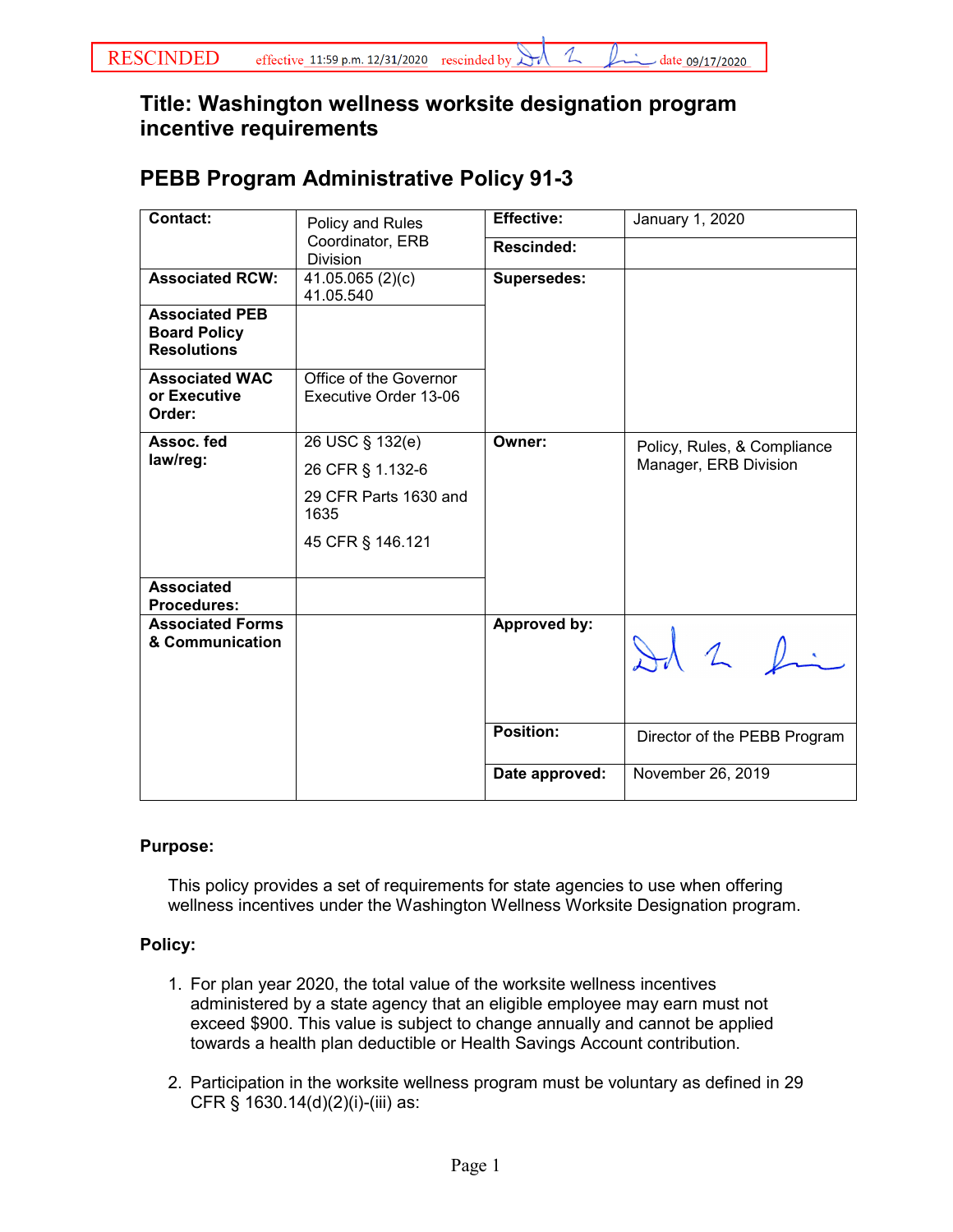RESCINDED effective 11:59 p.m. 12/31/2020 rescinded by [signature] date 09/17/2020

# Title: Washington wellness worksite designation program incentive requirements

## PEBB Program Administrative Policy 91-3

| Contact: | Policy and Rules Coordinator, ERB Division | Effective: | January 1, 2020 |
|---|---|---|---|
| | | Rescinded: | |
| Associated RCW: | 41.05.065 (2)(c)<br>41.05.540 | Supersedes: | |
| Associated PEB Board Policy Resolutions | | | |
| Associated WAC or Executive Order: | Office of the Governor Executive Order 13-06 | | |
| Assoc. fed law/reg: | 26 USC § 132(e)<br>26 CFR § 1.132-6<br>29 CFR Parts 1630 and 1635<br>45 CFR § 146.121 | Owner: | Policy, Rules, & Compliance Manager, ERB Division |
| Associated Procedures: | | | |
| Associated Forms & Communication | | Approved by: | [signature] |
| | | Position: | Director of the PEBB Program |
| | | Date approved: | November 26, 2019 |

**Purpose:**

This policy provides a set of requirements for state agencies to use when offering wellness incentives under the Washington Wellness Worksite Designation program.

**Policy:**

1. For plan year 2020, the total value of the worksite wellness incentives administered by a state agency that an eligible employee may earn must not exceed $900. This value is subject to change annually and cannot be applied towards a health plan deductible or Health Savings Account contribution.

2. Participation in the worksite wellness program must be voluntary as defined in 29 CFR § 1630.14(d)(2)(i)-(iii) as: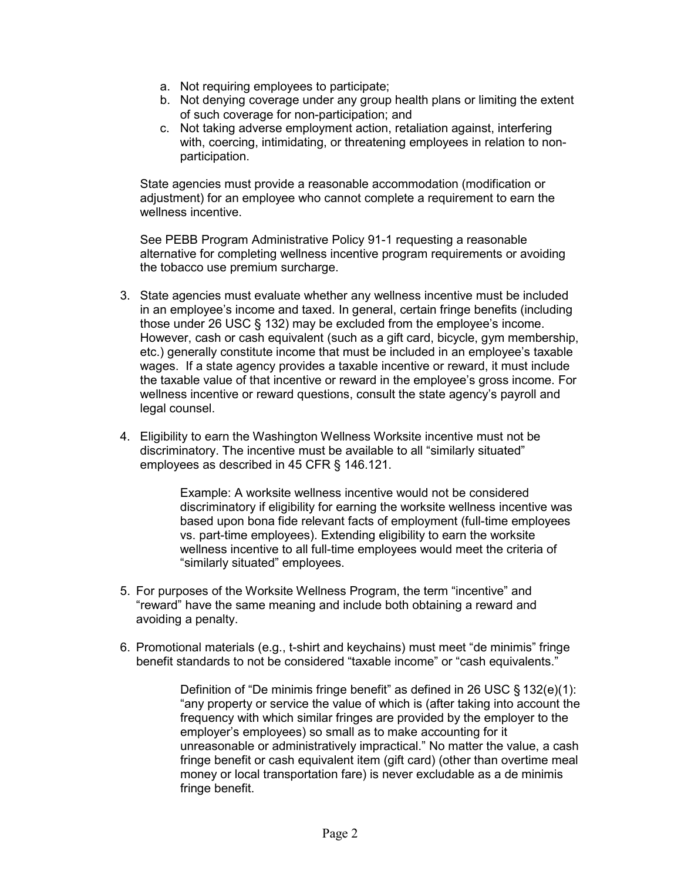a. Not requiring employees to participate;
b. Not denying coverage under any group health plans or limiting the extent of such coverage for non-participation; and
c. Not taking adverse employment action, retaliation against, interfering with, coercing, intimidating, or threatening employees in relation to non-participation.

State agencies must provide a reasonable accommodation (modification or adjustment) for an employee who cannot complete a requirement to earn the wellness incentive.

See PEBB Program Administrative Policy 91-1 requesting a reasonable alternative for completing wellness incentive program requirements or avoiding the tobacco use premium surcharge.

3. State agencies must evaluate whether any wellness incentive must be included in an employee's income and taxed. In general, certain fringe benefits (including those under 26 USC § 132) may be excluded from the employee's income. However, cash or cash equivalent (such as a gift card, bicycle, gym membership, etc.) generally constitute income that must be included in an employee's taxable wages. If a state agency provides a taxable incentive or reward, it must include the taxable value of that incentive or reward in the employee's gross income. For wellness incentive or reward questions, consult the state agency's payroll and legal counsel.

4. Eligibility to earn the Washington Wellness Worksite incentive must not be discriminatory. The incentive must be available to all "similarly situated" employees as described in 45 CFR § 146.121.

   Example: A worksite wellness incentive would not be considered discriminatory if eligibility for earning the worksite wellness incentive was based upon bona fide relevant facts of employment (full-time employees vs. part-time employees). Extending eligibility to earn the worksite wellness incentive to all full-time employees would meet the criteria of "similarly situated" employees.

5. For purposes of the Worksite Wellness Program, the term "incentive" and "reward" have the same meaning and include both obtaining a reward and avoiding a penalty.

6. Promotional materials (e.g., t-shirt and keychains) must meet "de minimis" fringe benefit standards to not be considered "taxable income" or "cash equivalents."

   Definition of "De minimis fringe benefit" as defined in 26 USC § 132(e)(1): "any property or service the value of which is (after taking into account the frequency with which similar fringes are provided by the employer to the employer's employees) so small as to make accounting for it unreasonable or administratively impractical." No matter the value, a cash fringe benefit or cash equivalent item (gift card) (other than overtime meal money or local transportation fare) is never excludable as a de minimis fringe benefit.